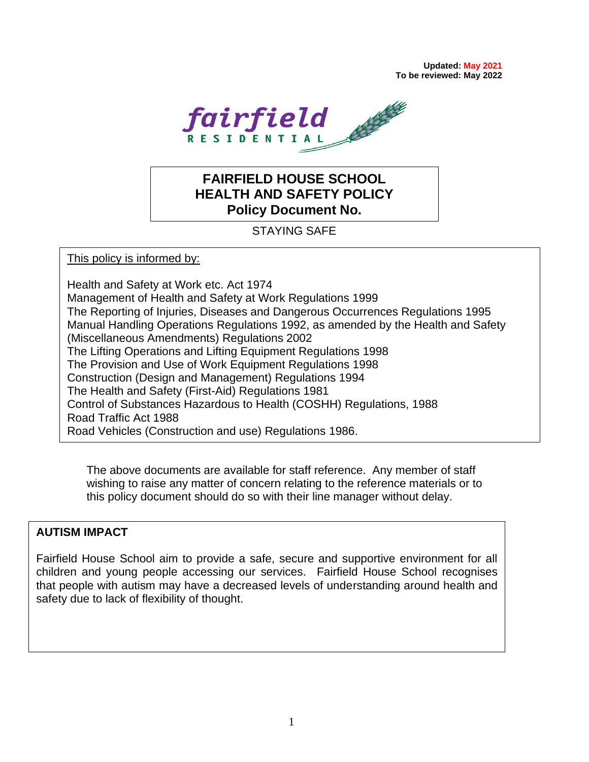**Updated: May 2021**
**To be reviewed: May 2022**

fairfield
RESIDENTIAL

# FAIRFIELD HOUSE SCHOOL
# HEALTH AND SAFETY POLICY
# Policy Document No.

STAYING SAFE

This policy is informed by:

Health and Safety at Work etc. Act 1974
Management of Health and Safety at Work Regulations 1999
The Reporting of Injuries, Diseases and Dangerous Occurrences Regulations 1995
Manual Handling Operations Regulations 1992, as amended by the Health and Safety (Miscellaneous Amendments) Regulations 2002
The Lifting Operations and Lifting Equipment Regulations 1998
The Provision and Use of Work Equipment Regulations 1998
Construction (Design and Management) Regulations 1994
The Health and Safety (First-Aid) Regulations 1981
Control of Substances Hazardous to Health (COSHH) Regulations, 1988
Road Traffic Act 1988
Road Vehicles (Construction and use) Regulations 1986.

The above documents are available for staff reference. Any member of staff wishing to raise any matter of concern relating to the reference materials or to this policy document should do so with their line manager without delay.

**AUTISM IMPACT**

Fairfield House School aim to provide a safe, secure and supportive environment for all children and young people accessing our services. Fairfield House School recognises that people with autism may have a decreased levels of understanding around health and safety due to lack of flexibility of thought.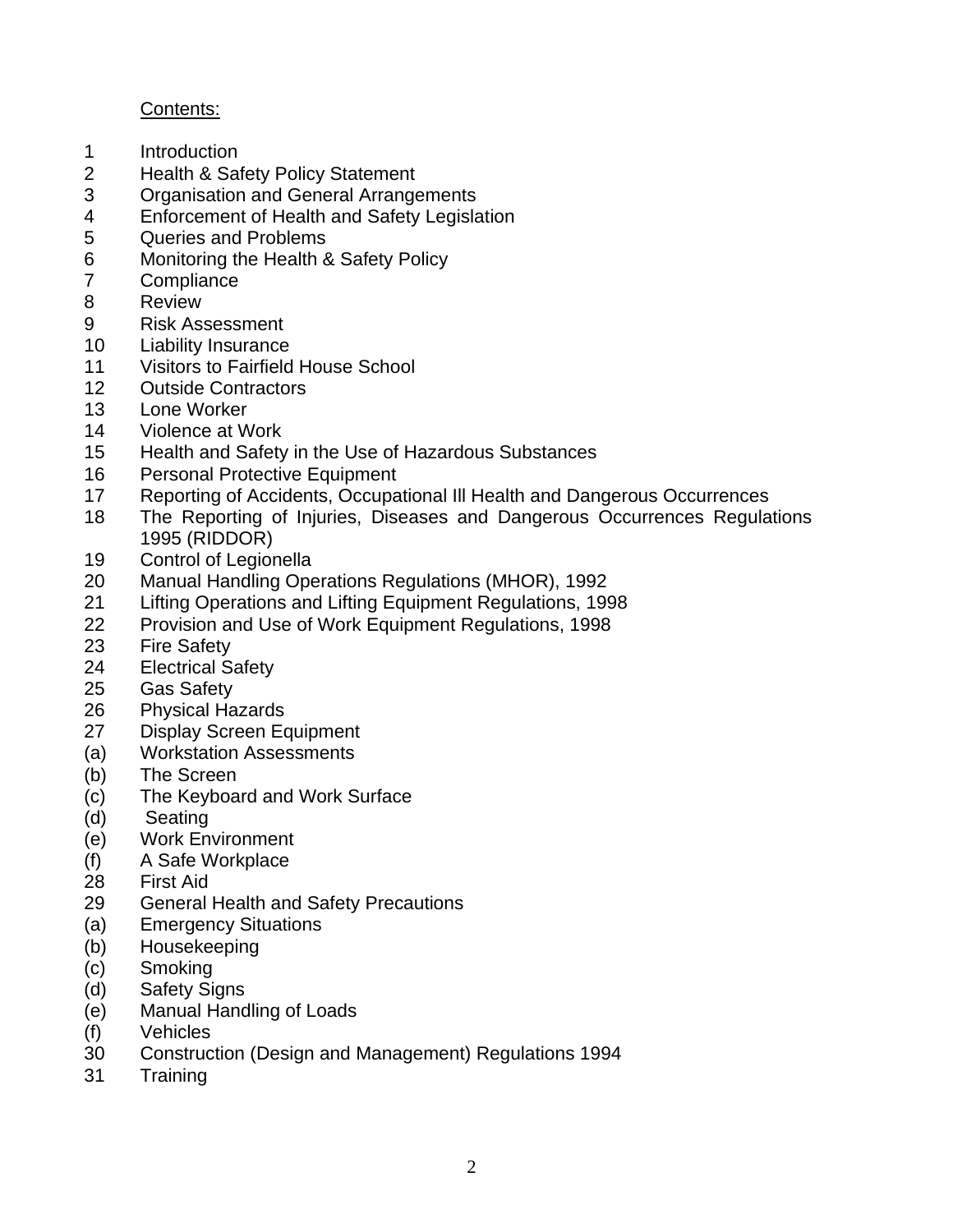Contents:

1 Introduction
2 Health & Safety Policy Statement
3 Organisation and General Arrangements
4 Enforcement of Health and Safety Legislation
5 Queries and Problems
6 Monitoring the Health & Safety Policy
7 Compliance
8 Review
9 Risk Assessment
10 Liability Insurance
11 Visitors to Fairfield House School
12 Outside Contractors
13 Lone Worker
14 Violence at Work
15 Health and Safety in the Use of Hazardous Substances
16 Personal Protective Equipment
17 Reporting of Accidents, Occupational Ill Health and Dangerous Occurrences
18 The Reporting of Injuries, Diseases and Dangerous Occurrences Regulations 1995 (RIDDOR)
19 Control of Legionella
20 Manual Handling Operations Regulations (MHOR), 1992
21 Lifting Operations and Lifting Equipment Regulations, 1998
22 Provision and Use of Work Equipment Regulations, 1998
23 Fire Safety
24 Electrical Safety
25 Gas Safety
26 Physical Hazards
27 Display Screen Equipment
(a) Workstation Assessments
(b) The Screen
(c) The Keyboard and Work Surface
(d) Seating
(e) Work Environment
(f) A Safe Workplace
28 First Aid
29 General Health and Safety Precautions
(a) Emergency Situations
(b) Housekeeping
(c) Smoking
(d) Safety Signs
(e) Manual Handling of Loads
(f) Vehicles
30 Construction (Design and Management) Regulations 1994
31 Training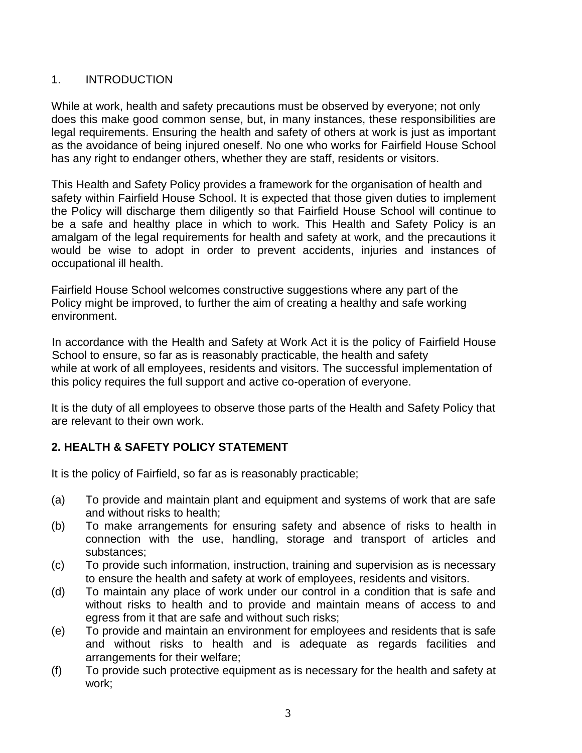## 1. INTRODUCTION

While at work, health and safety precautions must be observed by everyone; not only does this make good common sense, but, in many instances, these responsibilities are legal requirements. Ensuring the health and safety of others at work is just as important as the avoidance of being injured oneself. No one who works for Fairfield House School has any right to endanger others, whether they are staff, residents or visitors.

This Health and Safety Policy provides a framework for the organisation of health and safety within Fairfield House School. It is expected that those given duties to implement the Policy will discharge them diligently so that Fairfield House School will continue to be a safe and healthy place in which to work. This Health and Safety Policy is an amalgam of the legal requirements for health and safety at work, and the precautions it would be wise to adopt in order to prevent accidents, injuries and instances of occupational ill health.

Fairfield House School welcomes constructive suggestions where any part of the Policy might be improved, to further the aim of creating a healthy and safe working environment.

In accordance with the Health and Safety at Work Act it is the policy of Fairfield House School to ensure, so far as is reasonably practicable, the health and safety while at work of all employees, residents and visitors. The successful implementation of this policy requires the full support and active co-operation of everyone.

It is the duty of all employees to observe those parts of the Health and Safety Policy that are relevant to their own work.

## 2. HEALTH & SAFETY POLICY STATEMENT

It is the policy of Fairfield, so far as is reasonably practicable;

(a) To provide and maintain plant and equipment and systems of work that are safe and without risks to health;

(b) To make arrangements for ensuring safety and absence of risks to health in connection with the use, handling, storage and transport of articles and substances;

(c) To provide such information, instruction, training and supervision as is necessary to ensure the health and safety at work of employees, residents and visitors.

(d) To maintain any place of work under our control in a condition that is safe and without risks to health and to provide and maintain means of access to and egress from it that are safe and without such risks;

(e) To provide and maintain an environment for employees and residents that is safe and without risks to health and is adequate as regards facilities and arrangements for their welfare;

(f) To provide such protective equipment as is necessary for the health and safety at work;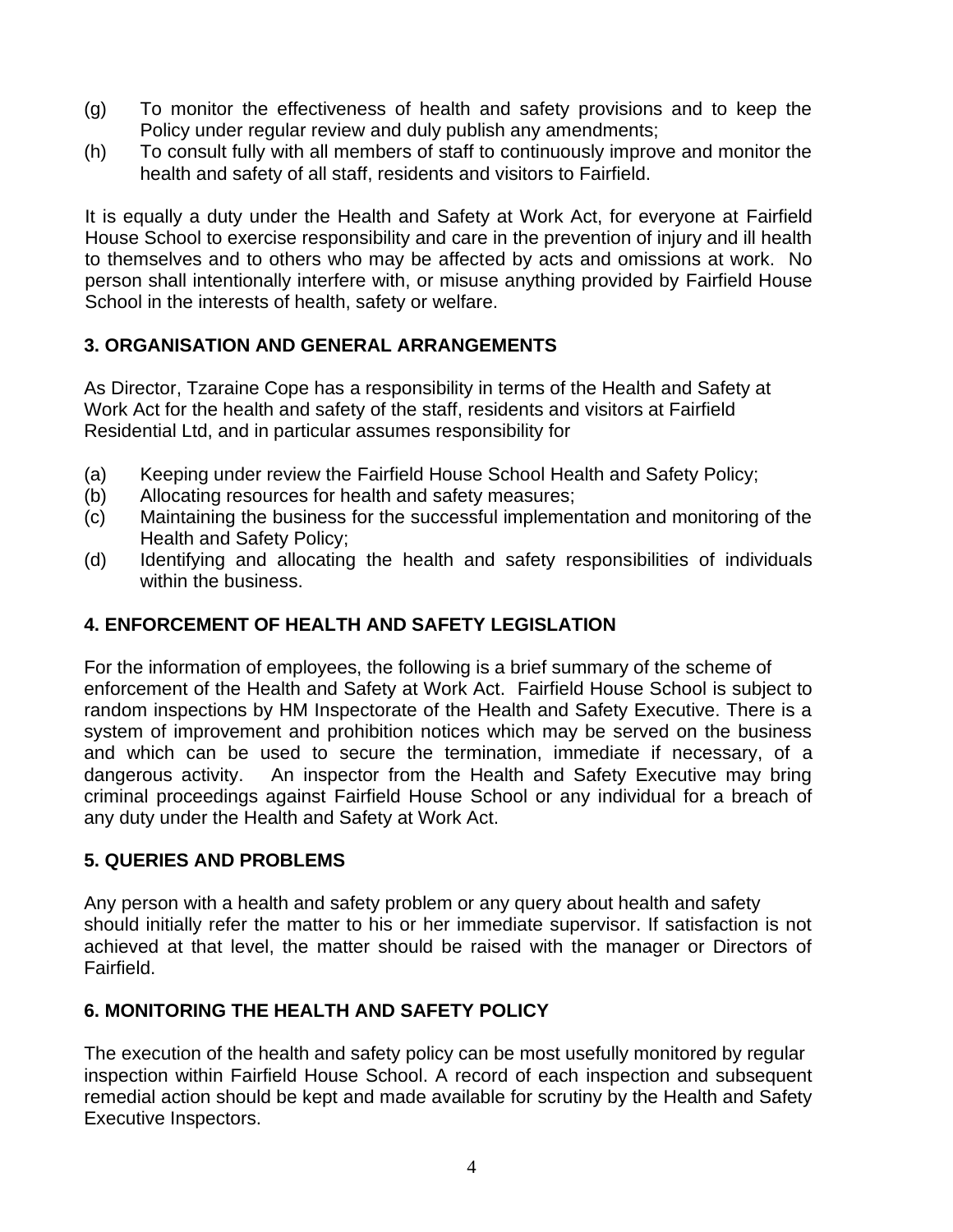(g) To monitor the effectiveness of health and safety provisions and to keep the Policy under regular review and duly publish any amendments;

(h) To consult fully with all members of staff to continuously improve and monitor the health and safety of all staff, residents and visitors to Fairfield.

It is equally a duty under the Health and Safety at Work Act, for everyone at Fairfield House School to exercise responsibility and care in the prevention of injury and ill health to themselves and to others who may be affected by acts and omissions at work. No person shall intentionally interfere with, or misuse anything provided by Fairfield House School in the interests of health, safety or welfare.

## 3. ORGANISATION AND GENERAL ARRANGEMENTS

As Director, Tzaraine Cope has a responsibility in terms of the Health and Safety at Work Act for the health and safety of the staff, residents and visitors at Fairfield Residential Ltd, and in particular assumes responsibility for

(a) Keeping under review the Fairfield House School Health and Safety Policy;

(b) Allocating resources for health and safety measures;

(c) Maintaining the business for the successful implementation and monitoring of the Health and Safety Policy;

(d) Identifying and allocating the health and safety responsibilities of individuals within the business.

## 4. ENFORCEMENT OF HEALTH AND SAFETY LEGISLATION

For the information of employees, the following is a brief summary of the scheme of enforcement of the Health and Safety at Work Act. Fairfield House School is subject to random inspections by HM Inspectorate of the Health and Safety Executive. There is a system of improvement and prohibition notices which may be served on the business and which can be used to secure the termination, immediate if necessary, of a dangerous activity. An inspector from the Health and Safety Executive may bring criminal proceedings against Fairfield House School or any individual for a breach of any duty under the Health and Safety at Work Act.

## 5. QUERIES AND PROBLEMS

Any person with a health and safety problem or any query about health and safety should initially refer the matter to his or her immediate supervisor. If satisfaction is not achieved at that level, the matter should be raised with the manager or Directors of Fairfield.

## 6. MONITORING THE HEALTH AND SAFETY POLICY

The execution of the health and safety policy can be most usefully monitored by regular inspection within Fairfield House School. A record of each inspection and subsequent remedial action should be kept and made available for scrutiny by the Health and Safety Executive Inspectors.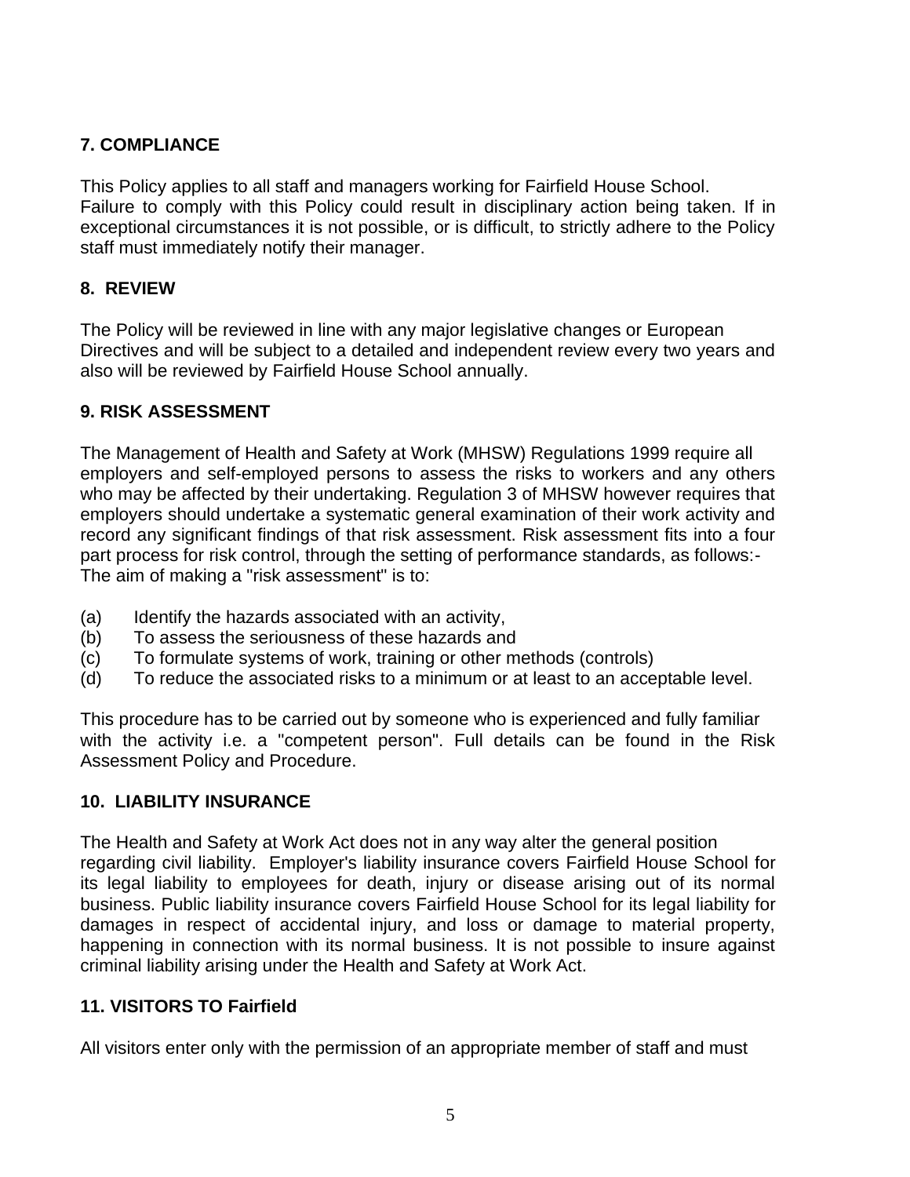## 7. COMPLIANCE

This Policy applies to all staff and managers working for Fairfield House School. Failure to comply with this Policy could result in disciplinary action being taken. If in exceptional circumstances it is not possible, or is difficult, to strictly adhere to the Policy staff must immediately notify their manager.

## 8. REVIEW

The Policy will be reviewed in line with any major legislative changes or European Directives and will be subject to a detailed and independent review every two years and also will be reviewed by Fairfield House School annually.

## 9. RISK ASSESSMENT

The Management of Health and Safety at Work (MHSW) Regulations 1999 require all employers and self-employed persons to assess the risks to workers and any others who may be affected by their undertaking. Regulation 3 of MHSW however requires that employers should undertake a systematic general examination of their work activity and record any significant findings of that risk assessment. Risk assessment fits into a four part process for risk control, through the setting of performance standards, as follows:- The aim of making a "risk assessment" is to:

(a) Identify the hazards associated with an activity,
(b) To assess the seriousness of these hazards and
(c) To formulate systems of work, training or other methods (controls)
(d) To reduce the associated risks to a minimum or at least to an acceptable level.

This procedure has to be carried out by someone who is experienced and fully familiar with the activity i.e. a "competent person". Full details can be found in the Risk Assessment Policy and Procedure.

## 10. LIABILITY INSURANCE

The Health and Safety at Work Act does not in any way alter the general position regarding civil liability. Employer's liability insurance covers Fairfield House School for its legal liability to employees for death, injury or disease arising out of its normal business. Public liability insurance covers Fairfield House School for its legal liability for damages in respect of accidental injury, and loss or damage to material property, happening in connection with its normal business. It is not possible to insure against criminal liability arising under the Health and Safety at Work Act.

## 11. VISITORS TO Fairfield

All visitors enter only with the permission of an appropriate member of staff and must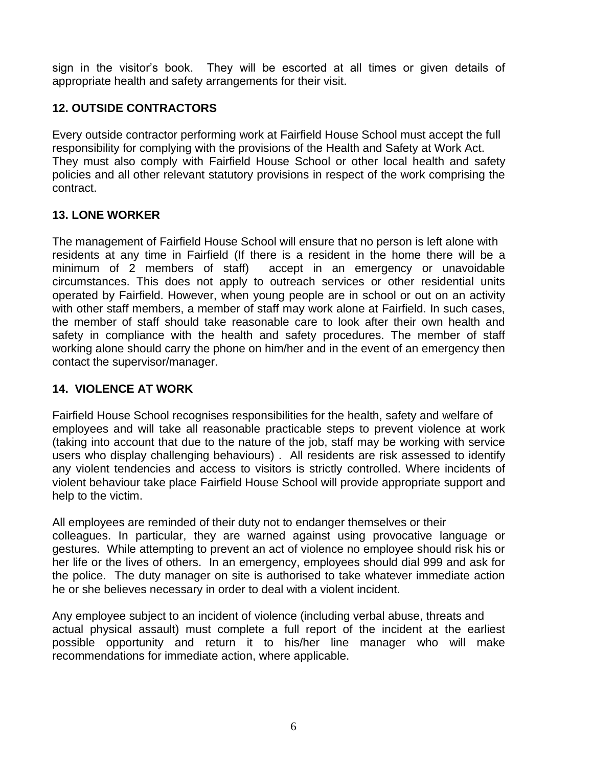sign in the visitor's book. They will be escorted at all times or given details of appropriate health and safety arrangements for their visit.

## 12. OUTSIDE CONTRACTORS

Every outside contractor performing work at Fairfield House School must accept the full responsibility for complying with the provisions of the Health and Safety at Work Act. They must also comply with Fairfield House School or other local health and safety policies and all other relevant statutory provisions in respect of the work comprising the contract.

## 13. LONE WORKER

The management of Fairfield House School will ensure that no person is left alone with residents at any time in Fairfield (If there is a resident in the home there will be a minimum of 2 members of staff) accept in an emergency or unavoidable circumstances. This does not apply to outreach services or other residential units operated by Fairfield. However, when young people are in school or out on an activity with other staff members, a member of staff may work alone at Fairfield. In such cases, the member of staff should take reasonable care to look after their own health and safety in compliance with the health and safety procedures. The member of staff working alone should carry the phone on him/her and in the event of an emergency then contact the supervisor/manager.

## 14. VIOLENCE AT WORK

Fairfield House School recognises responsibilities for the health, safety and welfare of employees and will take all reasonable practicable steps to prevent violence at work (taking into account that due to the nature of the job, staff may be working with service users who display challenging behaviours) . All residents are risk assessed to identify any violent tendencies and access to visitors is strictly controlled. Where incidents of violent behaviour take place Fairfield House School will provide appropriate support and help to the victim.

All employees are reminded of their duty not to endanger themselves or their colleagues. In particular, they are warned against using provocative language or gestures. While attempting to prevent an act of violence no employee should risk his or her life or the lives of others. In an emergency, employees should dial 999 and ask for the police. The duty manager on site is authorised to take whatever immediate action he or she believes necessary in order to deal with a violent incident.

Any employee subject to an incident of violence (including verbal abuse, threats and actual physical assault) must complete a full report of the incident at the earliest possible opportunity and return it to his/her line manager who will make recommendations for immediate action, where applicable.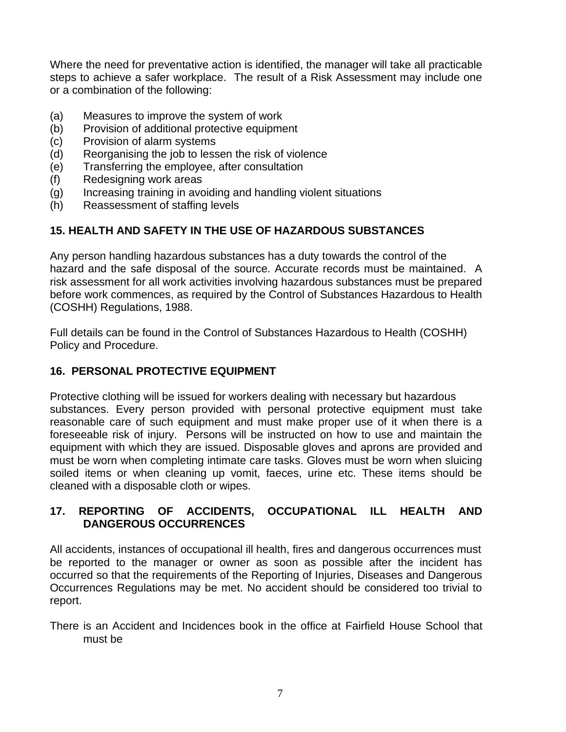Where the need for preventative action is identified, the manager will take all practicable steps to achieve a safer workplace. The result of a Risk Assessment may include one or a combination of the following:

(a) Measures to improve the system of work
(b) Provision of additional protective equipment
(c) Provision of alarm systems
(d) Reorganising the job to lessen the risk of violence
(e) Transferring the employee, after consultation
(f) Redesigning work areas
(g) Increasing training in avoiding and handling violent situations
(h) Reassessment of staffing levels

## 15. HEALTH AND SAFETY IN THE USE OF HAZARDOUS SUBSTANCES

Any person handling hazardous substances has a duty towards the control of the hazard and the safe disposal of the source. Accurate records must be maintained. A risk assessment for all work activities involving hazardous substances must be prepared before work commences, as required by the Control of Substances Hazardous to Health (COSHH) Regulations, 1988.

Full details can be found in the Control of Substances Hazardous to Health (COSHH) Policy and Procedure.

## 16. PERSONAL PROTECTIVE EQUIPMENT

Protective clothing will be issued for workers dealing with necessary but hazardous substances. Every person provided with personal protective equipment must take reasonable care of such equipment and must make proper use of it when there is a foreseeable risk of injury. Persons will be instructed on how to use and maintain the equipment with which they are issued. Disposable gloves and aprons are provided and must be worn when completing intimate care tasks. Gloves must be worn when sluicing soiled items or when cleaning up vomit, faeces, urine etc. These items should be cleaned with a disposable cloth or wipes.

## 17. REPORTING OF ACCIDENTS, OCCUPATIONAL ILL HEALTH AND DANGEROUS OCCURRENCES

All accidents, instances of occupational ill health, fires and dangerous occurrences must be reported to the manager or owner as soon as possible after the incident has occurred so that the requirements of the Reporting of Injuries, Diseases and Dangerous Occurrences Regulations may be met. No accident should be considered too trivial to report.

There is an Accident and Incidences book in the office at Fairfield House School that must be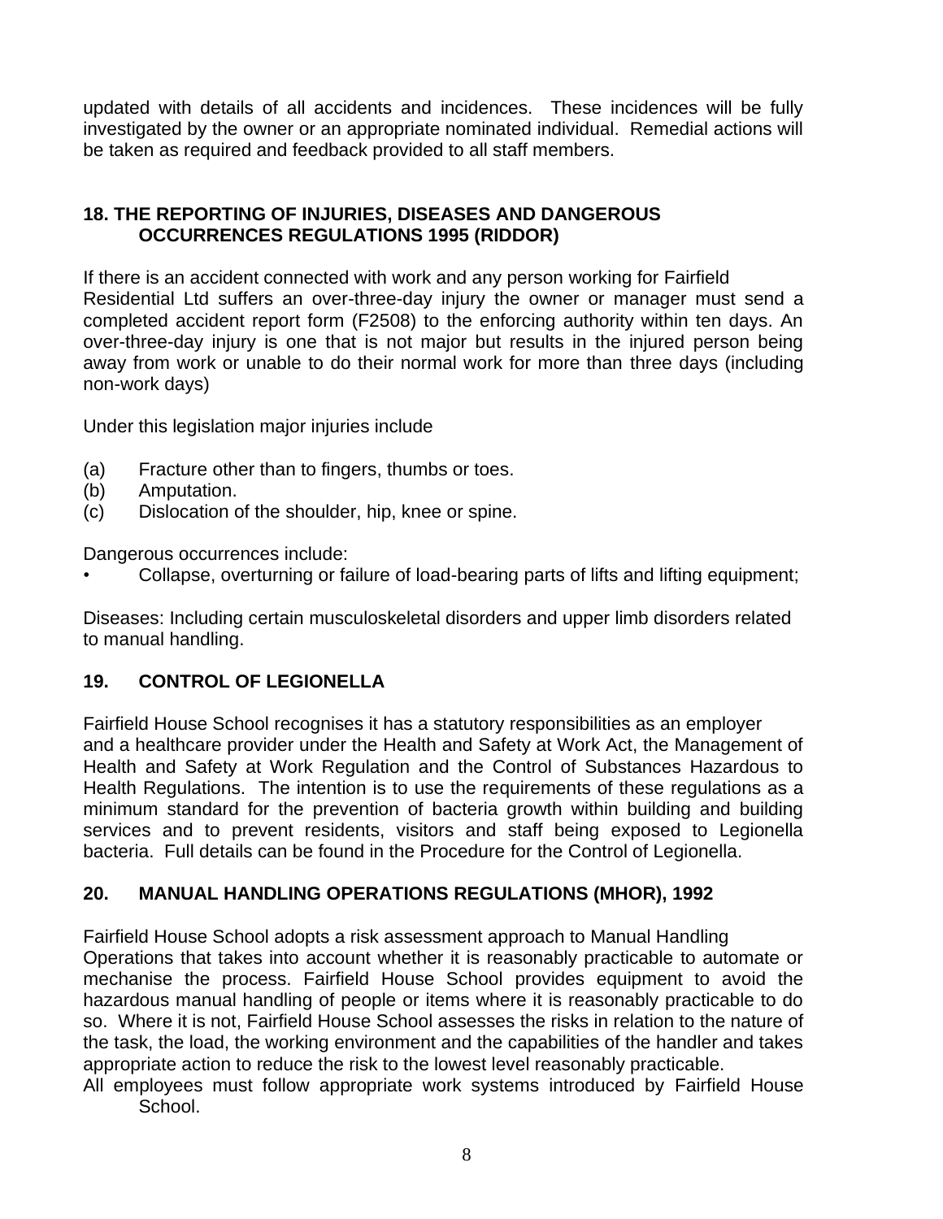updated with details of all accidents and incidences. These incidences will be fully investigated by the owner or an appropriate nominated individual. Remedial actions will be taken as required and feedback provided to all staff members.

## 18. THE REPORTING OF INJURIES, DISEASES AND DANGEROUS OCCURRENCES REGULATIONS 1995 (RIDDOR)

If there is an accident connected with work and any person working for Fairfield Residential Ltd suffers an over-three-day injury the owner or manager must send a completed accident report form (F2508) to the enforcing authority within ten days. An over-three-day injury is one that is not major but results in the injured person being away from work or unable to do their normal work for more than three days (including non-work days)

Under this legislation major injuries include

(a) Fracture other than to fingers, thumbs or toes.
(b) Amputation.
(c) Dislocation of the shoulder, hip, knee or spine.

Dangerous occurrences include:

- Collapse, overturning or failure of load-bearing parts of lifts and lifting equipment;

Diseases: Including certain musculoskeletal disorders and upper limb disorders related to manual handling.

## 19. CONTROL OF LEGIONELLA

Fairfield House School recognises it has a statutory responsibilities as an employer and a healthcare provider under the Health and Safety at Work Act, the Management of Health and Safety at Work Regulation and the Control of Substances Hazardous to Health Regulations. The intention is to use the requirements of these regulations as a minimum standard for the prevention of bacteria growth within building and building services and to prevent residents, visitors and staff being exposed to Legionella bacteria. Full details can be found in the Procedure for the Control of Legionella.

## 20. MANUAL HANDLING OPERATIONS REGULATIONS (MHOR), 1992

Fairfield House School adopts a risk assessment approach to Manual Handling Operations that takes into account whether it is reasonably practicable to automate or mechanise the process. Fairfield House School provides equipment to avoid the hazardous manual handling of people or items where it is reasonably practicable to do so. Where it is not, Fairfield House School assesses the risks in relation to the nature of the task, the load, the working environment and the capabilities of the handler and takes appropriate action to reduce the risk to the lowest level reasonably practicable.
All employees must follow appropriate work systems introduced by Fairfield House School.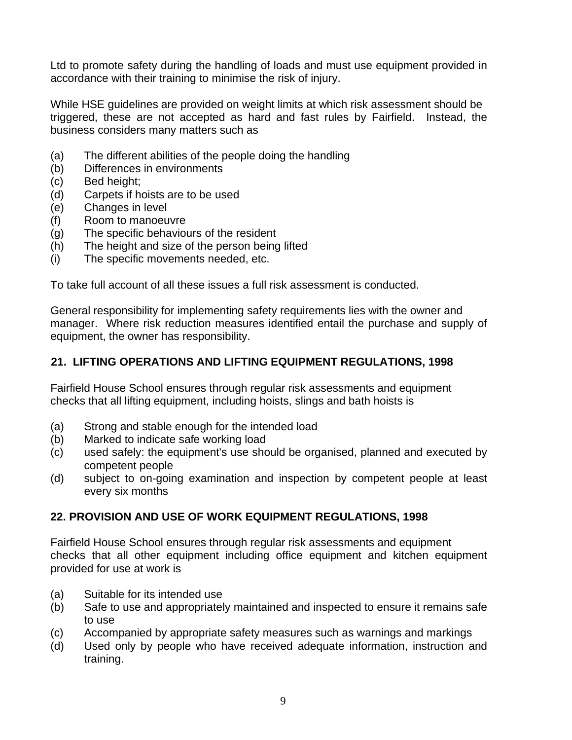Ltd to promote safety during the handling of loads and must use equipment provided in accordance with their training to minimise the risk of injury.

While HSE guidelines are provided on weight limits at which risk assessment should be triggered, these are not accepted as hard and fast rules by Fairfield. Instead, the business considers many matters such as

(a) The different abilities of the people doing the handling
(b) Differences in environments
(c) Bed height;
(d) Carpets if hoists are to be used
(e) Changes in level
(f) Room to manoeuvre
(g) The specific behaviours of the resident
(h) The height and size of the person being lifted
(i) The specific movements needed, etc.

To take full account of all these issues a full risk assessment is conducted.

General responsibility for implementing safety requirements lies with the owner and manager. Where risk reduction measures identified entail the purchase and supply of equipment, the owner has responsibility.

## 21. LIFTING OPERATIONS AND LIFTING EQUIPMENT REGULATIONS, 1998

Fairfield House School ensures through regular risk assessments and equipment checks that all lifting equipment, including hoists, slings and bath hoists is

(a) Strong and stable enough for the intended load
(b) Marked to indicate safe working load
(c) used safely: the equipment's use should be organised, planned and executed by competent people
(d) subject to on-going examination and inspection by competent people at least every six months

## 22. PROVISION AND USE OF WORK EQUIPMENT REGULATIONS, 1998

Fairfield House School ensures through regular risk assessments and equipment checks that all other equipment including office equipment and kitchen equipment provided for use at work is

(a) Suitable for its intended use
(b) Safe to use and appropriately maintained and inspected to ensure it remains safe to use
(c) Accompanied by appropriate safety measures such as warnings and markings
(d) Used only by people who have received adequate information, instruction and training.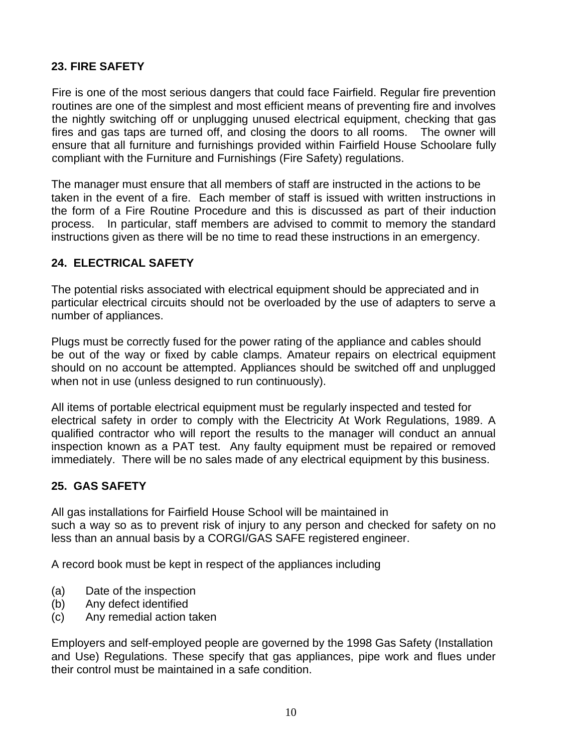## 23. FIRE SAFETY

Fire is one of the most serious dangers that could face Fairfield. Regular fire prevention routines are one of the simplest and most efficient means of preventing fire and involves the nightly switching off or unplugging unused electrical equipment, checking that gas fires and gas taps are turned off, and closing the doors to all rooms. The owner will ensure that all furniture and furnishings provided within Fairfield House Schoolare fully compliant with the Furniture and Furnishings (Fire Safety) regulations.

The manager must ensure that all members of staff are instructed in the actions to be taken in the event of a fire. Each member of staff is issued with written instructions in the form of a Fire Routine Procedure and this is discussed as part of their induction process. In particular, staff members are advised to commit to memory the standard instructions given as there will be no time to read these instructions in an emergency.

## 24. ELECTRICAL SAFETY

The potential risks associated with electrical equipment should be appreciated and in particular electrical circuits should not be overloaded by the use of adapters to serve a number of appliances.

Plugs must be correctly fused for the power rating of the appliance and cables should be out of the way or fixed by cable clamps. Amateur repairs on electrical equipment should on no account be attempted. Appliances should be switched off and unplugged when not in use (unless designed to run continuously).

All items of portable electrical equipment must be regularly inspected and tested for electrical safety in order to comply with the Electricity At Work Regulations, 1989. A qualified contractor who will report the results to the manager will conduct an annual inspection known as a PAT test. Any faulty equipment must be repaired or removed immediately. There will be no sales made of any electrical equipment by this business.

## 25. GAS SAFETY

All gas installations for Fairfield House School will be maintained in such a way so as to prevent risk of injury to any person and checked for safety on no less than an annual basis by a CORGI/GAS SAFE registered engineer.

A record book must be kept in respect of the appliances including

(a) Date of the inspection
(b) Any defect identified
(c) Any remedial action taken

Employers and self-employed people are governed by the 1998 Gas Safety (Installation and Use) Regulations. These specify that gas appliances, pipe work and flues under their control must be maintained in a safe condition.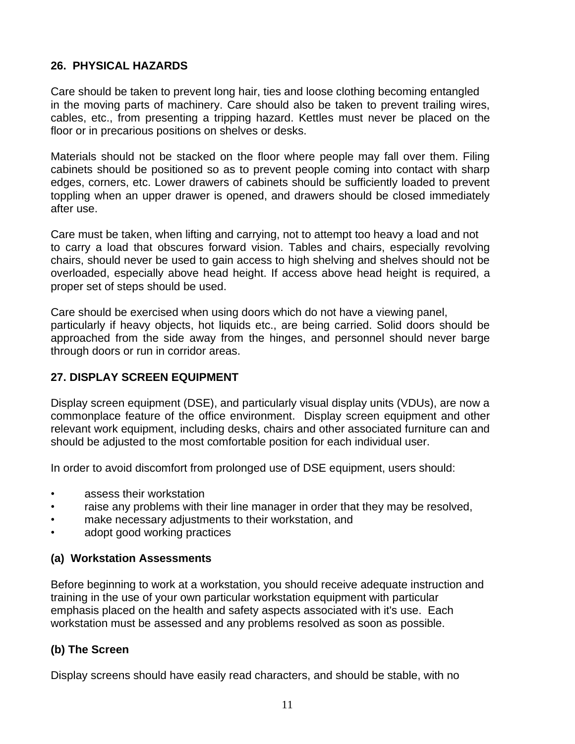## 26. PHYSICAL HAZARDS

Care should be taken to prevent long hair, ties and loose clothing becoming entangled in the moving parts of machinery. Care should also be taken to prevent trailing wires, cables, etc., from presenting a tripping hazard. Kettles must never be placed on the floor or in precarious positions on shelves or desks.

Materials should not be stacked on the floor where people may fall over them. Filing cabinets should be positioned so as to prevent people coming into contact with sharp edges, corners, etc. Lower drawers of cabinets should be sufficiently loaded to prevent toppling when an upper drawer is opened, and drawers should be closed immediately after use.

Care must be taken, when lifting and carrying, not to attempt too heavy a load and not to carry a load that obscures forward vision. Tables and chairs, especially revolving chairs, should never be used to gain access to high shelving and shelves should not be overloaded, especially above head height. If access above head height is required, a proper set of steps should be used.

Care should be exercised when using doors which do not have a viewing panel, particularly if heavy objects, hot liquids etc., are being carried. Solid doors should be approached from the side away from the hinges, and personnel should never barge through doors or run in corridor areas.

## 27. DISPLAY SCREEN EQUIPMENT

Display screen equipment (DSE), and particularly visual display units (VDUs), are now a commonplace feature of the office environment. Display screen equipment and other relevant work equipment, including desks, chairs and other associated furniture can and should be adjusted to the most comfortable position for each individual user.

In order to avoid discomfort from prolonged use of DSE equipment, users should:

- assess their workstation
- raise any problems with their line manager in order that they may be resolved,
- make necessary adjustments to their workstation, and
- adopt good working practices

### (a) Workstation Assessments

Before beginning to work at a workstation, you should receive adequate instruction and training in the use of your own particular workstation equipment with particular emphasis placed on the health and safety aspects associated with it's use. Each workstation must be assessed and any problems resolved as soon as possible.

### (b) The Screen

Display screens should have easily read characters, and should be stable, with no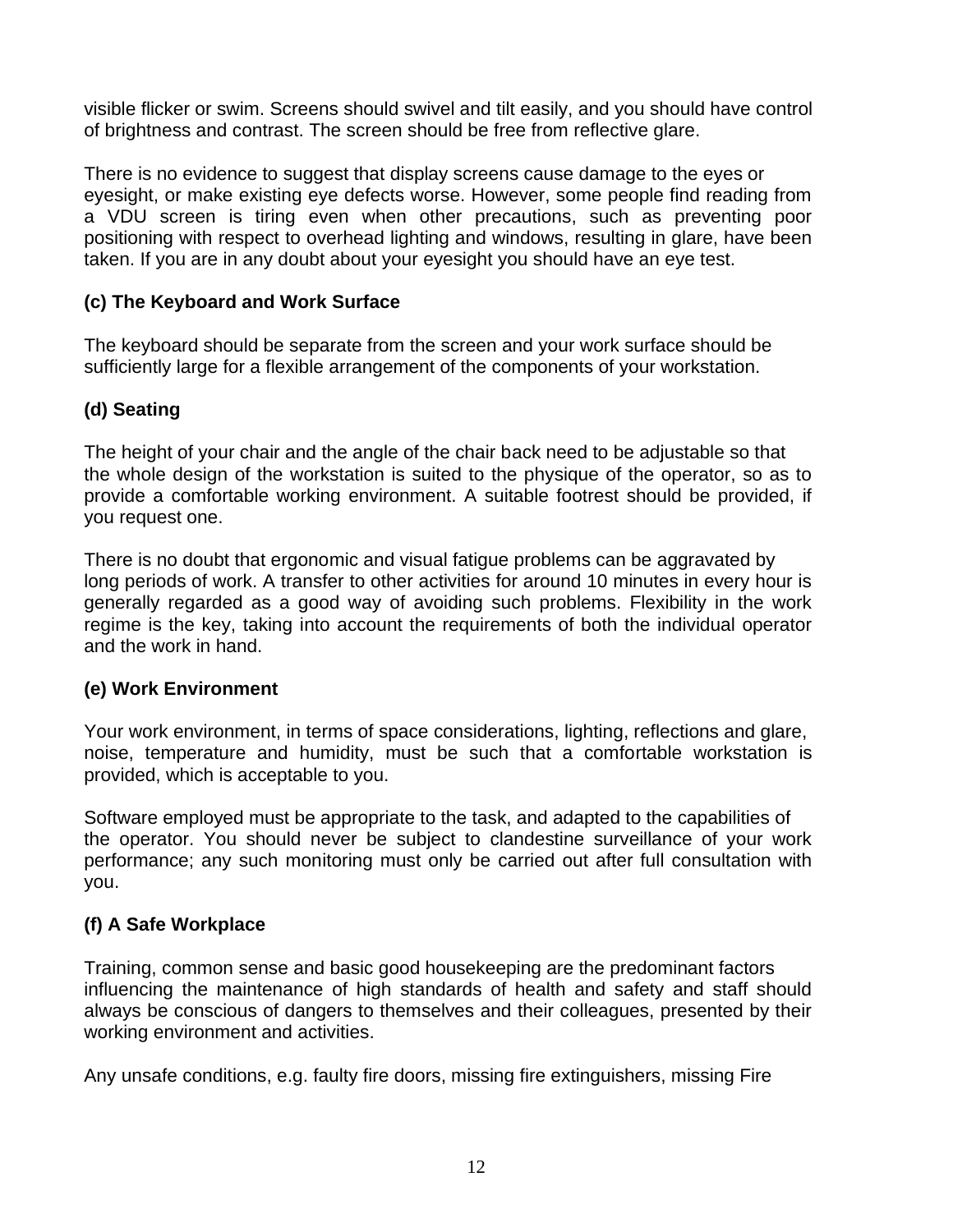visible flicker or swim. Screens should swivel and tilt easily, and you should have control of brightness and contrast. The screen should be free from reflective glare.

There is no evidence to suggest that display screens cause damage to the eyes or eyesight, or make existing eye defects worse. However, some people find reading from a VDU screen is tiring even when other precautions, such as preventing poor positioning with respect to overhead lighting and windows, resulting in glare, have been taken. If you are in any doubt about your eyesight you should have an eye test.

### (c) The Keyboard and Work Surface

The keyboard should be separate from the screen and your work surface should be sufficiently large for a flexible arrangement of the components of your workstation.

### (d) Seating

The height of your chair and the angle of the chair back need to be adjustable so that the whole design of the workstation is suited to the physique of the operator, so as to provide a comfortable working environment. A suitable footrest should be provided, if you request one.

There is no doubt that ergonomic and visual fatigue problems can be aggravated by long periods of work. A transfer to other activities for around 10 minutes in every hour is generally regarded as a good way of avoiding such problems. Flexibility in the work regime is the key, taking into account the requirements of both the individual operator and the work in hand.

### (e) Work Environment

Your work environment, in terms of space considerations, lighting, reflections and glare, noise, temperature and humidity, must be such that a comfortable workstation is provided, which is acceptable to you.

Software employed must be appropriate to the task, and adapted to the capabilities of the operator. You should never be subject to clandestine surveillance of your work performance; any such monitoring must only be carried out after full consultation with you.

### (f) A Safe Workplace

Training, common sense and basic good housekeeping are the predominant factors influencing the maintenance of high standards of health and safety and staff should always be conscious of dangers to themselves and their colleagues, presented by their working environment and activities.

Any unsafe conditions, e.g. faulty fire doors, missing fire extinguishers, missing Fire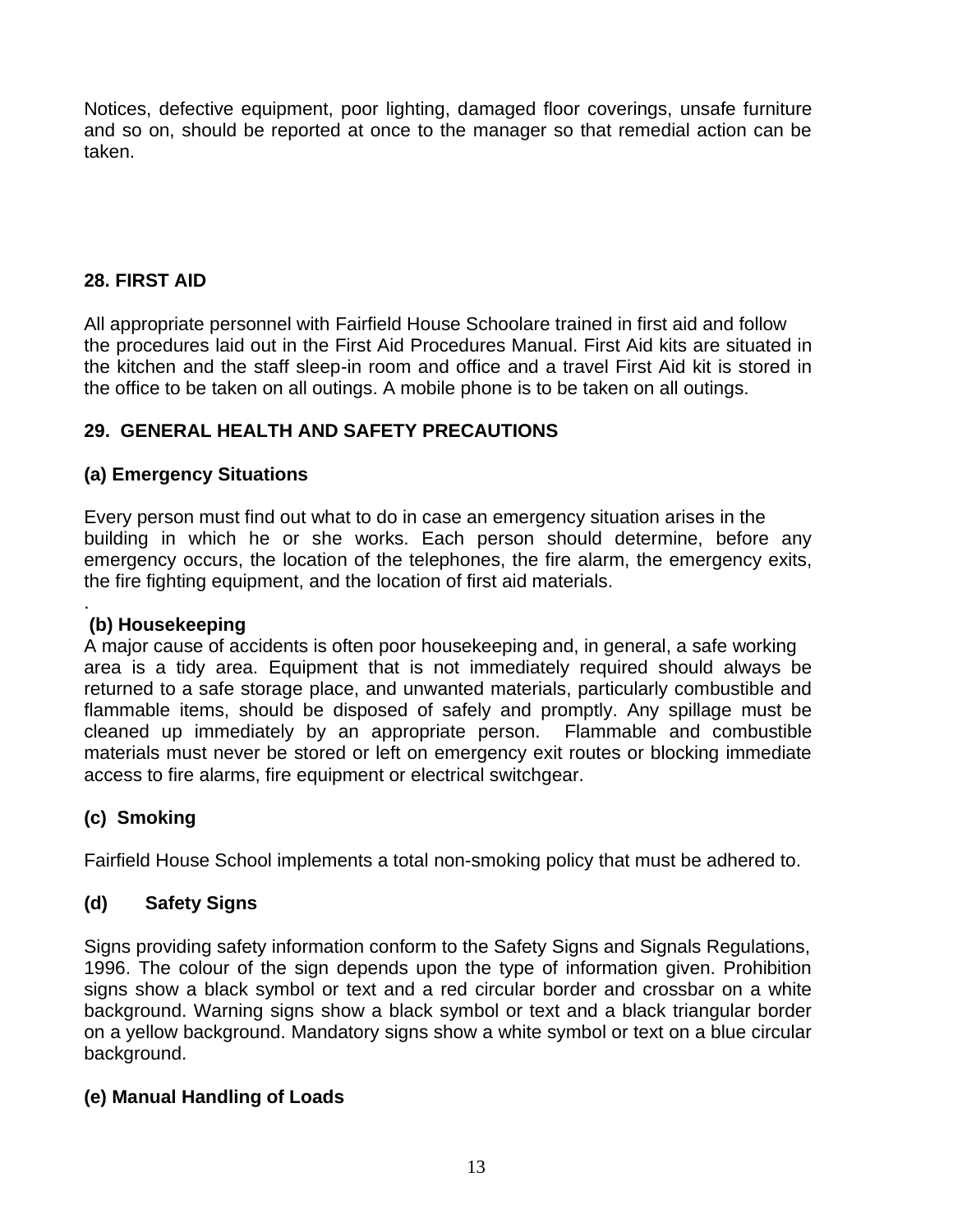Notices, defective equipment, poor lighting, damaged floor coverings, unsafe furniture and so on, should be reported at once to the manager so that remedial action can be taken.

## 28. FIRST AID

All appropriate personnel with Fairfield House Schoolare trained in first aid and follow the procedures laid out in the First Aid Procedures Manual. First Aid kits are situated in the kitchen and the staff sleep-in room and office and a travel First Aid kit is stored in the office to be taken on all outings. A mobile phone is to be taken on all outings.

## 29. GENERAL HEALTH AND SAFETY PRECAUTIONS

### (a) Emergency Situations

Every person must find out what to do in case an emergency situation arises in the building in which he or she works. Each person should determine, before any emergency occurs, the location of the telephones, the fire alarm, the emergency exits, the fire fighting equipment, and the location of first aid materials.

.

### (b) Housekeeping

A major cause of accidents is often poor housekeeping and, in general, a safe working area is a tidy area. Equipment that is not immediately required should always be returned to a safe storage place, and unwanted materials, particularly combustible and flammable items, should be disposed of safely and promptly. Any spillage must be cleaned up immediately by an appropriate person. Flammable and combustible materials must never be stored or left on emergency exit routes or blocking immediate access to fire alarms, fire equipment or electrical switchgear.

### (c) Smoking

Fairfield House School implements a total non-smoking policy that must be adhered to.

### (d) Safety Signs

Signs providing safety information conform to the Safety Signs and Signals Regulations, 1996. The colour of the sign depends upon the type of information given. Prohibition signs show a black symbol or text and a red circular border and crossbar on a white background. Warning signs show a black symbol or text and a black triangular border on a yellow background. Mandatory signs show a white symbol or text on a blue circular background.

### (e) Manual Handling of Loads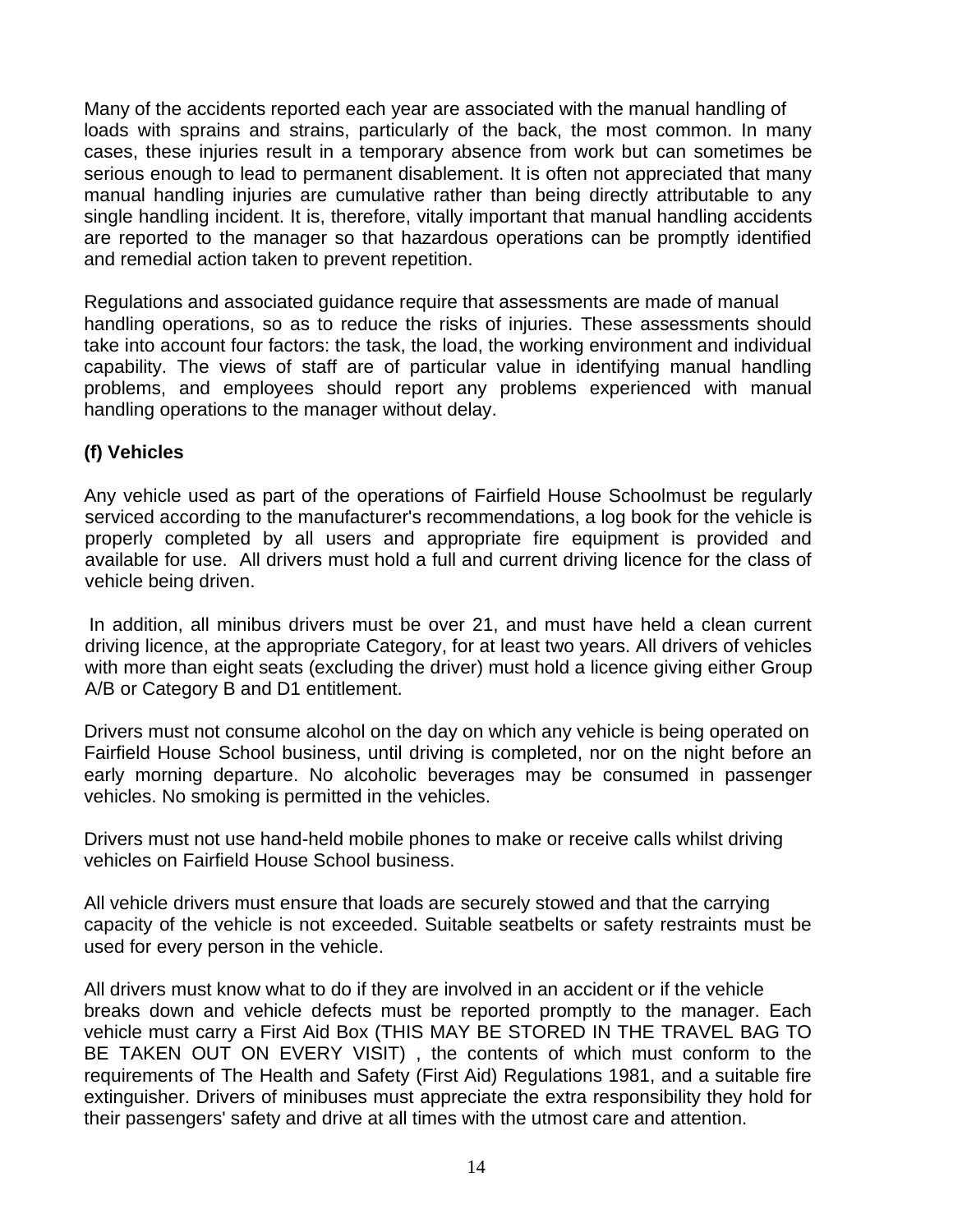Many of the accidents reported each year are associated with the manual handling of loads with sprains and strains, particularly of the back, the most common. In many cases, these injuries result in a temporary absence from work but can sometimes be serious enough to lead to permanent disablement. It is often not appreciated that many manual handling injuries are cumulative rather than being directly attributable to any single handling incident. It is, therefore, vitally important that manual handling accidents are reported to the manager so that hazardous operations can be promptly identified and remedial action taken to prevent repetition.

Regulations and associated guidance require that assessments are made of manual handling operations, so as to reduce the risks of injuries. These assessments should take into account four factors: the task, the load, the working environment and individual capability. The views of staff are of particular value in identifying manual handling problems, and employees should report any problems experienced with manual handling operations to the manager without delay.

**(f) Vehicles**

Any vehicle used as part of the operations of Fairfield House Schoolmust be regularly serviced according to the manufacturer's recommendations, a log book for the vehicle is properly completed by all users and appropriate fire equipment is provided and available for use. All drivers must hold a full and current driving licence for the class of vehicle being driven.

In addition, all minibus drivers must be over 21, and must have held a clean current driving licence, at the appropriate Category, for at least two years. All drivers of vehicles with more than eight seats (excluding the driver) must hold a licence giving either Group A/B or Category B and D1 entitlement.

Drivers must not consume alcohol on the day on which any vehicle is being operated on Fairfield House School business, until driving is completed, nor on the night before an early morning departure. No alcoholic beverages may be consumed in passenger vehicles. No smoking is permitted in the vehicles.

Drivers must not use hand-held mobile phones to make or receive calls whilst driving vehicles on Fairfield House School business.

All vehicle drivers must ensure that loads are securely stowed and that the carrying capacity of the vehicle is not exceeded. Suitable seatbelts or safety restraints must be used for every person in the vehicle.

All drivers must know what to do if they are involved in an accident or if the vehicle breaks down and vehicle defects must be reported promptly to the manager. Each vehicle must carry a First Aid Box (THIS MAY BE STORED IN THE TRAVEL BAG TO BE TAKEN OUT ON EVERY VISIT) , the contents of which must conform to the requirements of The Health and Safety (First Aid) Regulations 1981, and a suitable fire extinguisher. Drivers of minibuses must appreciate the extra responsibility they hold for their passengers' safety and drive at all times with the utmost care and attention.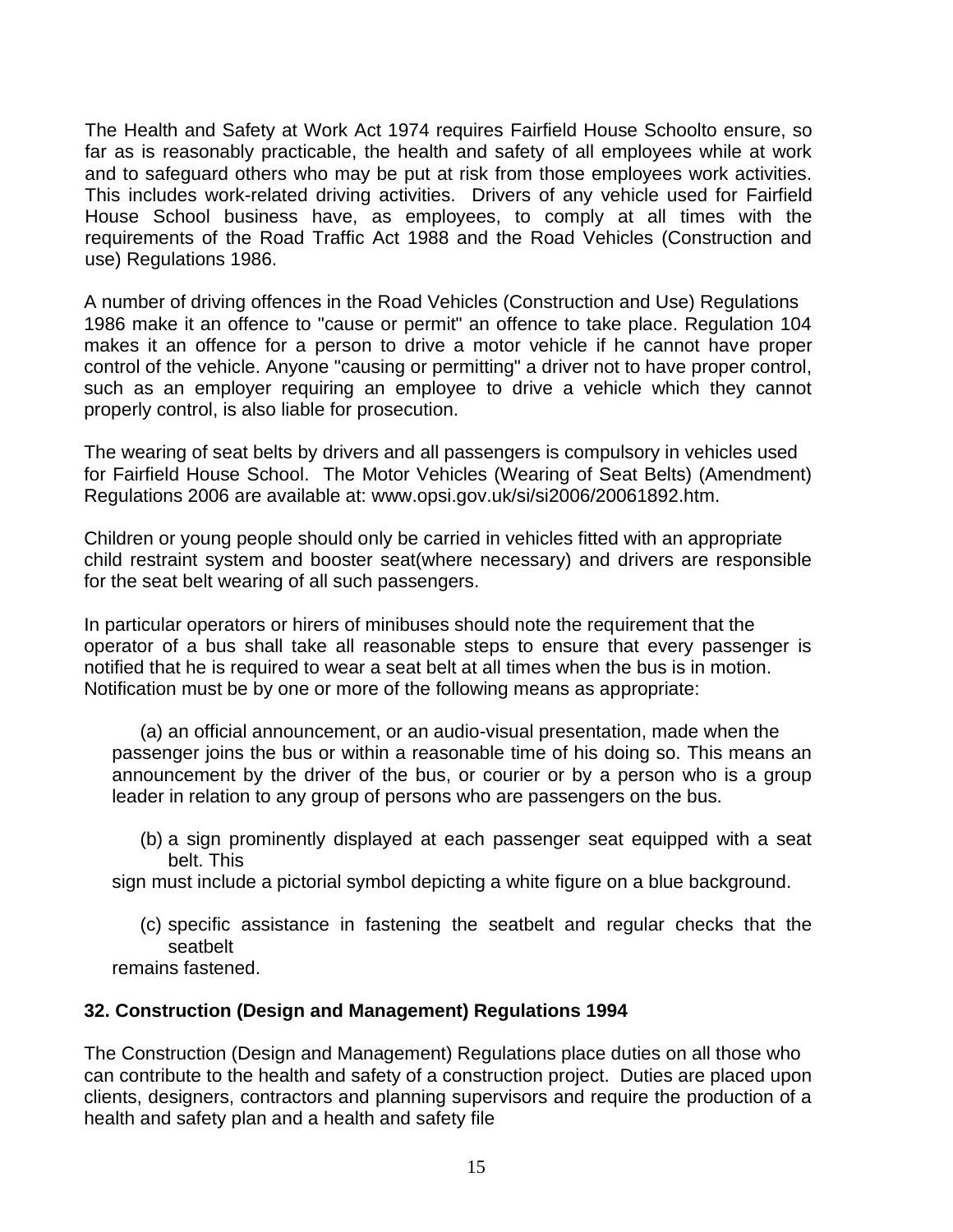The Health and Safety at Work Act 1974 requires Fairfield House Schoolto ensure, so far as is reasonably practicable, the health and safety of all employees while at work and to safeguard others who may be put at risk from those employees work activities. This includes work-related driving activities. Drivers of any vehicle used for Fairfield House School business have, as employees, to comply at all times with the requirements of the Road Traffic Act 1988 and the Road Vehicles (Construction and use) Regulations 1986.

A number of driving offences in the Road Vehicles (Construction and Use) Regulations 1986 make it an offence to "cause or permit" an offence to take place. Regulation 104 makes it an offence for a person to drive a motor vehicle if he cannot have proper control of the vehicle. Anyone "causing or permitting" a driver not to have proper control, such as an employer requiring an employee to drive a vehicle which they cannot properly control, is also liable for prosecution.

The wearing of seat belts by drivers and all passengers is compulsory in vehicles used for Fairfield House School. The Motor Vehicles (Wearing of Seat Belts) (Amendment) Regulations 2006 are available at: www.opsi.gov.uk/si/si2006/20061892.htm.

Children or young people should only be carried in vehicles fitted with an appropriate child restraint system and booster seat(where necessary) and drivers are responsible for the seat belt wearing of all such passengers.

In particular operators or hirers of minibuses should note the requirement that the operator of a bus shall take all reasonable steps to ensure that every passenger is notified that he is required to wear a seat belt at all times when the bus is in motion. Notification must be by one or more of the following means as appropriate:

(a) an official announcement, or an audio-visual presentation, made when the passenger joins the bus or within a reasonable time of his doing so. This means an announcement by the driver of the bus, or courier or by a person who is a group leader in relation to any group of persons who are passengers on the bus.

(b) a sign prominently displayed at each passenger seat equipped with a seat belt. This sign must include a pictorial symbol depicting a white figure on a blue background.

(c) specific assistance in fastening the seatbelt and regular checks that the seatbelt remains fastened.

**32. Construction (Design and Management) Regulations 1994**

The Construction (Design and Management) Regulations place duties on all those who can contribute to the health and safety of a construction project. Duties are placed upon clients, designers, contractors and planning supervisors and require the production of a health and safety plan and a health and safety file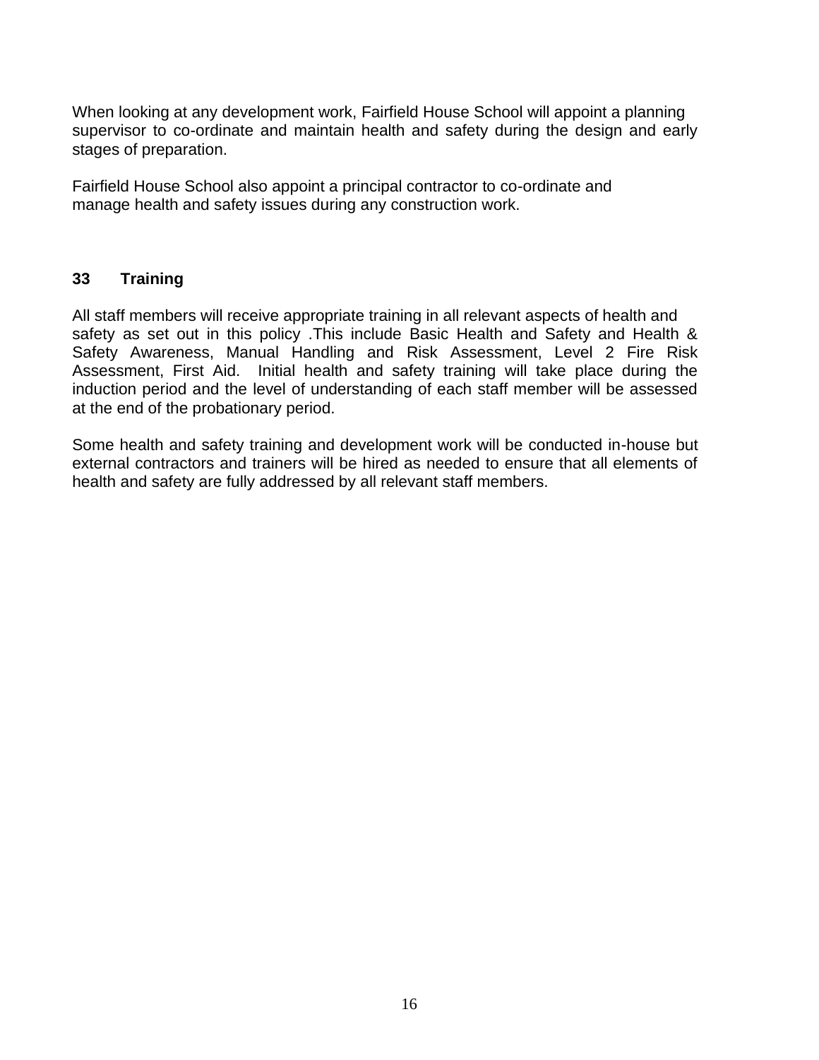When looking at any development work, Fairfield House School will appoint a planning supervisor to co-ordinate and maintain health and safety during the design and early stages of preparation.

Fairfield House School also appoint a principal contractor to co-ordinate and manage health and safety issues during any construction work.

## 33 Training

All staff members will receive appropriate training in all relevant aspects of health and safety as set out in this policy .This include Basic Health and Safety and Health & Safety Awareness, Manual Handling and Risk Assessment, Level 2 Fire Risk Assessment, First Aid. Initial health and safety training will take place during the induction period and the level of understanding of each staff member will be assessed at the end of the probationary period.

Some health and safety training and development work will be conducted in-house but external contractors and trainers will be hired as needed to ensure that all elements of health and safety are fully addressed by all relevant staff members.